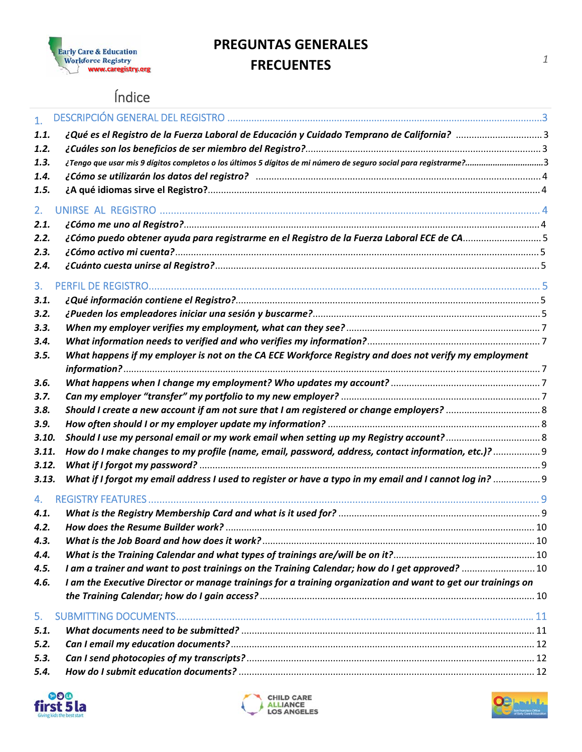# PREGUNTAS GENERALES FRECUENTES

## Índice

1. DESCRIPCIÓN GENERAL DEL REGISTRO ..... 3
   - *1.1. ¿Qué es el Registro de la Fuerza Laboral de Educación y Cuidado Temprano de California?* ..... 3
   - *1.2. ¿Cuáles son los beneficios de ser miembro del Registro?* ..... 3
   - *1.3. ¿Tengo que usar mis 9 dígitos completos o los últimos 5 dígitos de mi número de seguro social para registrarme?* ..... 3
   - *1.4. ¿Cómo se utilizarán los datos del registro?* ..... 4
   - *1.5. ¿A qué idiomas sirve el Registro?* ..... 4
2. UNIRSE AL REGISTRO ..... 4
   - *2.1. ¿Cómo me uno al Registro?* ..... 4
   - *2.2. ¿Cómo puedo obtener ayuda para registrarme en el Registro de la Fuerza Laboral ECE de CA* ..... 5
   - *2.3. ¿Cómo activo mi cuenta?* ..... 5
   - *2.4. ¿Cuánto cuesta unirse al Registro?* ..... 5
3. PERFIL DE REGISTRO ..... 5
   - *3.1. ¿Qué información contiene el Registro?* ..... 5
   - *3.2. ¿Pueden los empleadores iniciar una sesión y buscarme?* ..... 5
   - *3.3. When my employer verifies my employment, what can they see?* ..... 7
   - *3.4. What information needs to verified and who verifies my information?* ..... 7
   - *3.5. What happens if my employer is not on the CA ECE Workforce Registry and does not verify my employment information?* ..... 7
   - *3.6. What happens when I change my employment? Who updates my account?* ..... 7
   - *3.7. Can my employer "transfer" my portfolio to my new employer?* ..... 7
   - *3.8. Should I create a new account if am not sure that I am registered or change employers?* ..... 8
   - *3.9. How often should I or my employer update my information?* ..... 8
   - *3.10. Should I use my personal email or my work email when setting up my Registry account?* ..... 8
   - *3.11. How do I make changes to my profile (name, email, password, address, contact information, etc.)?* ..... 9
   - *3.12. What if I forgot my password?* ..... 9
   - *3.13. What if I forgot my email address I used to register or have a typo in my email and I cannot log in?* ..... 9
4. REGISTRY FEATURES ..... 9
   - *4.1. What is the Registry Membership Card and what is it used for?* ..... 9
   - *4.2. How does the Resume Builder work?* ..... 10
   - *4.3. What is the Job Board and how does it work?* ..... 10
   - *4.4. What is the Training Calendar and what types of trainings are/will be on it?* ..... 10
   - *4.5. I am a trainer and want to post trainings on the Training Calendar; how do I get approved?* ..... 10
   - *4.6. I am the Executive Director or manage trainings for a training organization and want to get our trainings on the Training Calendar; how do I gain access?* ..... 10
5. SUBMITTING DOCUMENTS ..... 11
   - *5.1. What documents need to be submitted?* ..... 11
   - *5.2. Can I email my education documents?* ..... 12
   - *5.3. Can I send photocopies of my transcripts?* ..... 12
   - *5.4. How do I submit education documents?* ..... 12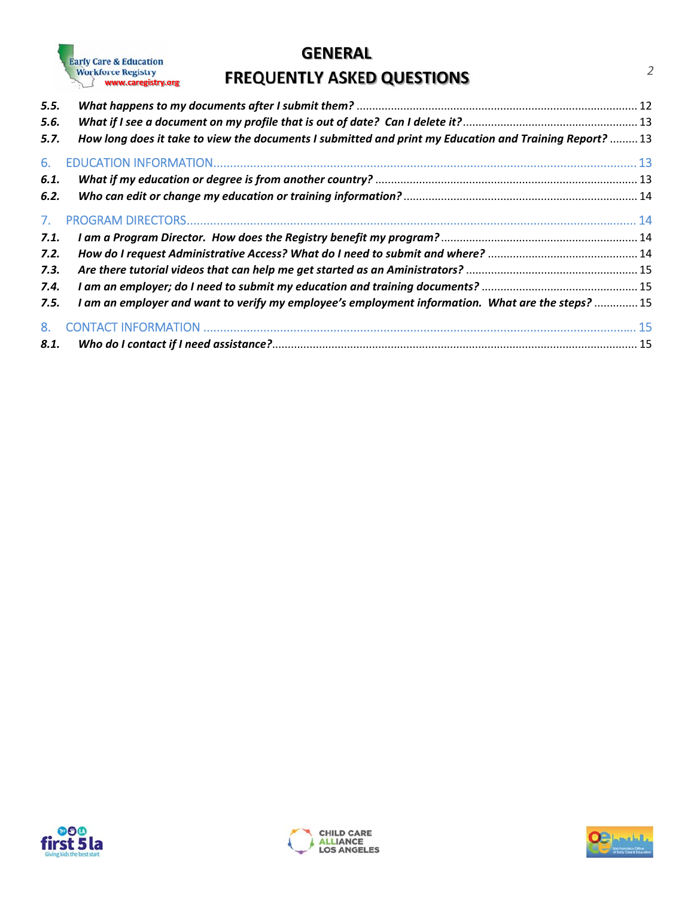5.5. *What happens to my documents after I submit them?* ..... 12
5.6. *What if I see a document on my profile that is out of date? Can I delete it?* ..... 13
5.7. *How long does it take to view the documents I submitted and print my Education and Training Report?* ..... 13

6. EDUCATION INFORMATION ..... 13
6.1. *What if my education or degree is from another country?* ..... 13
6.2. *Who can edit or change my education or training information?* ..... 14

7. PROGRAM DIRECTORS ..... 14
7.1. *I am a Program Director. How does the Registry benefit my program?* ..... 14
7.2. *How do I request Administrative Access? What do I need to submit and where?* ..... 14
7.3. *Are there tutorial videos that can help me get started as an Aministrators?* ..... 15
7.4. *I am an employer; do I need to submit my education and training documents?* ..... 15
7.5. *I am an employer and want to verify my employee's employment information. What are the steps?* ..... 15

8. CONTACT INFORMATION ..... 15
8.1. *Who do I contact if I need assistance?* ..... 15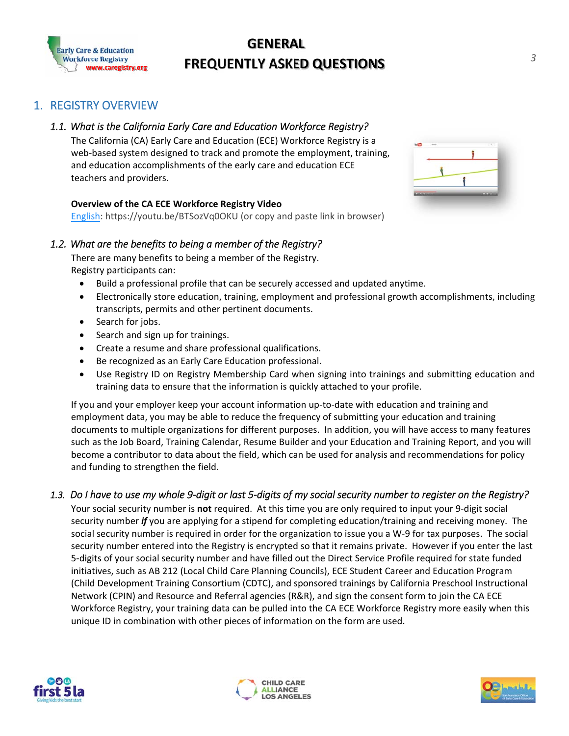## 1. REGISTRY OVERVIEW

### *1.1. What is the California Early Care and Education Workforce Registry?*

The California (CA) Early Care and Education (ECE) Workforce Registry is a web-based system designed to track and promote the employment, training, and education accomplishments of the early care and education ECE teachers and providers.

**Overview of the CA ECE Workforce Registry Video**
English: https://youtu.be/BTSozVq0OKU (or copy and paste link in browser)

### *1.2. What are the benefits to being a member of the Registry?*

There are many benefits to being a member of the Registry.
Registry participants can:

- Build a professional profile that can be securely accessed and updated anytime.
- Electronically store education, training, employment and professional growth accomplishments, including transcripts, permits and other pertinent documents.
- Search for jobs.
- Search and sign up for trainings.
- Create a resume and share professional qualifications.
- Be recognized as an Early Care Education professional.
- Use Registry ID on Registry Membership Card when signing into trainings and submitting education and training data to ensure that the information is quickly attached to your profile.

If you and your employer keep your account information up-to-date with education and training and employment data, you may be able to reduce the frequency of submitting your education and training documents to multiple organizations for different purposes. In addition, you will have access to many features such as the Job Board, Training Calendar, Resume Builder and your Education and Training Report, and you will become a contributor to data about the field, which can be used for analysis and recommendations for policy and funding to strengthen the field.

### *1.3. Do I have to use my whole 9-digit or last 5-digits of my social security number to register on the Registry?*

Your social security number is **not** required. At this time you are only required to input your 9-digit social security number ***if*** you are applying for a stipend for completing education/training and receiving money. The social security number is required in order for the organization to issue you a W-9 for tax purposes. The social security number entered into the Registry is encrypted so that it remains private. However if you enter the last 5-digits of your social security number and have filled out the Direct Service Profile required for state funded initiatives, such as AB 212 (Local Child Care Planning Councils), ECE Student Career and Education Program (Child Development Training Consortium (CDTC), and sponsored trainings by California Preschool Instructional Network (CPIN) and Resource and Referral agencies (R&R), and sign the consent form to join the CA ECE Workforce Registry, your training data can be pulled into the CA ECE Workforce Registry more easily when this unique ID in combination with other pieces of information on the form are used.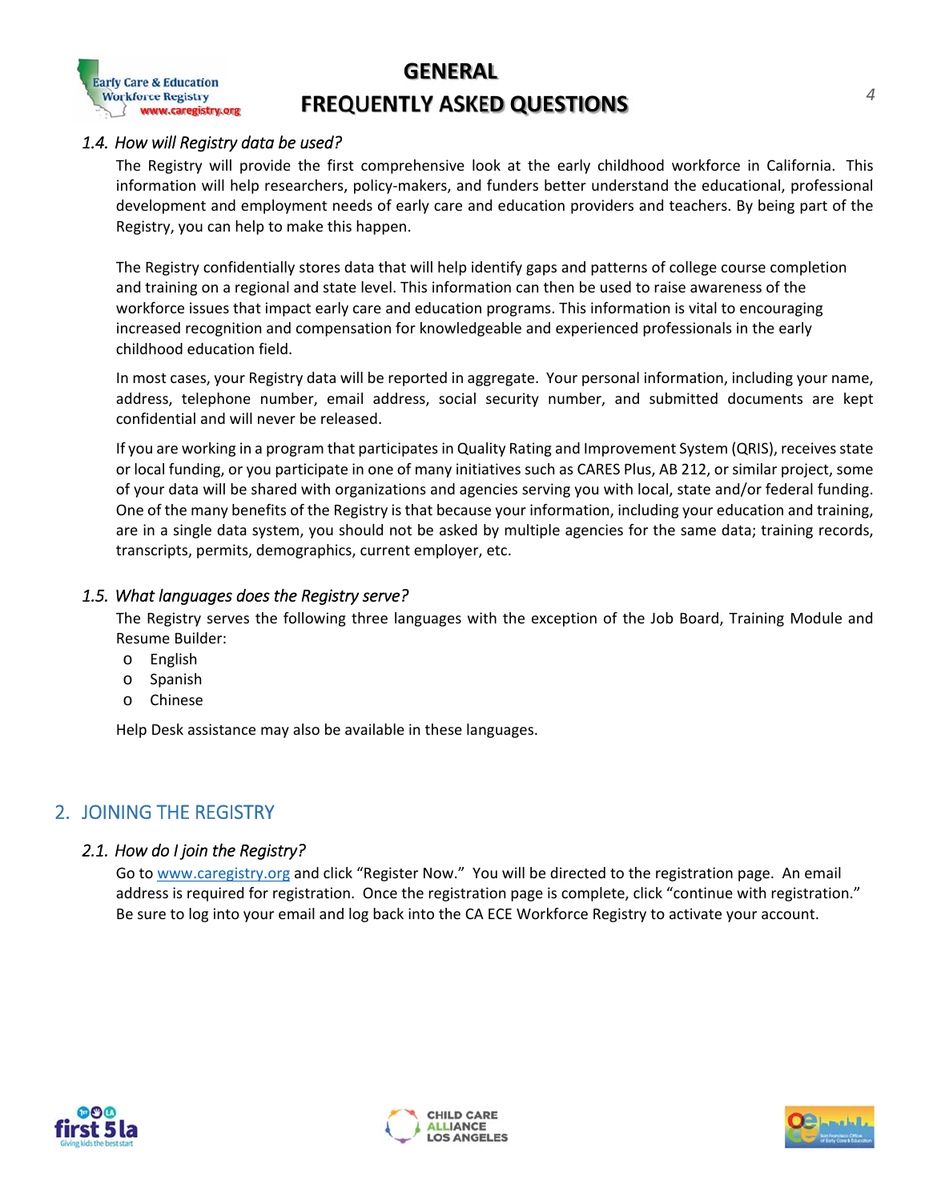### 1.4. *How will Registry data be used?*

The Registry will provide the first comprehensive look at the early childhood workforce in California. This information will help researchers, policy-makers, and funders better understand the educational, professional development and employment needs of early care and education providers and teachers. By being part of the Registry, you can help to make this happen.

The Registry confidentially stores data that will help identify gaps and patterns of college course completion and training on a regional and state level. This information can then be used to raise awareness of the workforce issues that impact early care and education programs. This information is vital to encouraging increased recognition and compensation for knowledgeable and experienced professionals in the early childhood education field.

In most cases, your Registry data will be reported in aggregate. Your personal information, including your name, address, telephone number, email address, social security number, and submitted documents are kept confidential and will never be released.

If you are working in a program that participates in Quality Rating and Improvement System (QRIS), receives state or local funding, or you participate in one of many initiatives such as CARES Plus, AB 212, or similar project, some of your data will be shared with organizations and agencies serving you with local, state and/or federal funding. One of the many benefits of the Registry is that because your information, including your education and training, are in a single data system, you should not be asked by multiple agencies for the same data; training records, transcripts, permits, demographics, current employer, etc.

### 1.5. *What languages does the Registry serve?*

The Registry serves the following three languages with the exception of the Job Board, Training Module and Resume Builder:

- English
- Spanish
- Chinese

Help Desk assistance may also be available in these languages.

## 2. JOINING THE REGISTRY

### 2.1. *How do I join the Registry?*

Go to www.caregistry.org and click "Register Now." You will be directed to the registration page. An email address is required for registration. Once the registration page is complete, click "continue with registration." Be sure to log into your email and log back into the CA ECE Workforce Registry to activate your account.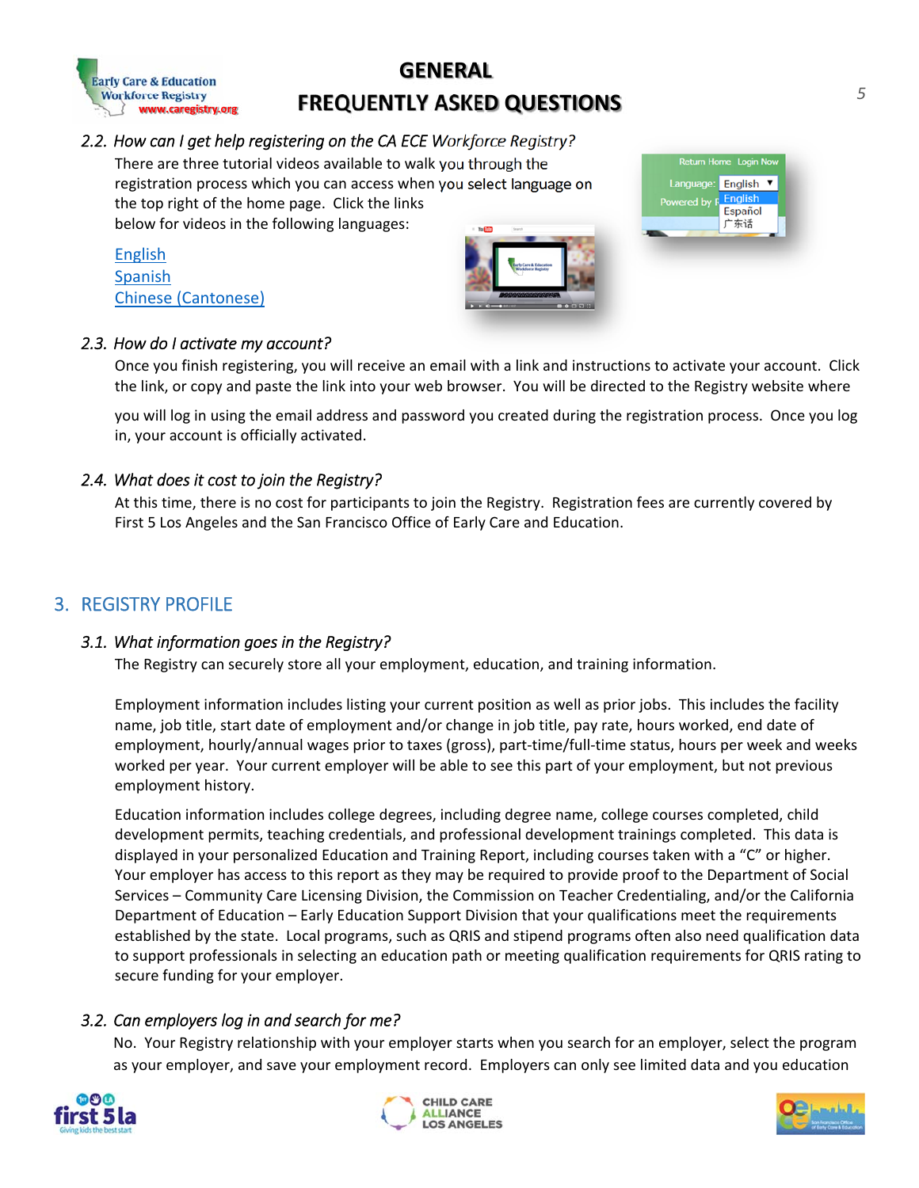### 2.2. *How can I get help registering on the CA ECE Workforce Registry?*

There are three tutorial videos available to walk you through the registration process which you can access when you select language on the top right of the home page. Click the links below for videos in the following languages:

English
Spanish
Chinese (Cantonese)

### 2.3. *How do I activate my account?*

Once you finish registering, you will receive an email with a link and instructions to activate your account. Click the link, or copy and paste the link into your web browser. You will be directed to the Registry website where you will log in using the email address and password you created during the registration process. Once you log in, your account is officially activated.

### 2.4. *What does it cost to join the Registry?*

At this time, there is no cost for participants to join the Registry. Registration fees are currently covered by First 5 Los Angeles and the San Francisco Office of Early Care and Education.

## 3. REGISTRY PROFILE

### 3.1. *What information goes in the Registry?*

The Registry can securely store all your employment, education, and training information.

Employment information includes listing your current position as well as prior jobs. This includes the facility name, job title, start date of employment and/or change in job title, pay rate, hours worked, end date of employment, hourly/annual wages prior to taxes (gross), part-time/full-time status, hours per week and weeks worked per year. Your current employer will be able to see this part of your employment, but not previous employment history.

Education information includes college degrees, including degree name, college courses completed, child development permits, teaching credentials, and professional development trainings completed. This data is displayed in your personalized Education and Training Report, including courses taken with a "C" or higher. Your employer has access to this report as they may be required to provide proof to the Department of Social Services – Community Care Licensing Division, the Commission on Teacher Credentialing, and/or the California Department of Education – Early Education Support Division that your qualifications meet the requirements established by the state. Local programs, such as QRIS and stipend programs often also need qualification data to support professionals in selecting an education path or meeting qualification requirements for QRIS rating to secure funding for your employer.

### 3.2. *Can employers log in and search for me?*

No. Your Registry relationship with your employer starts when you search for an employer, select the program as your employer, and save your employment record. Employers can only see limited data and you education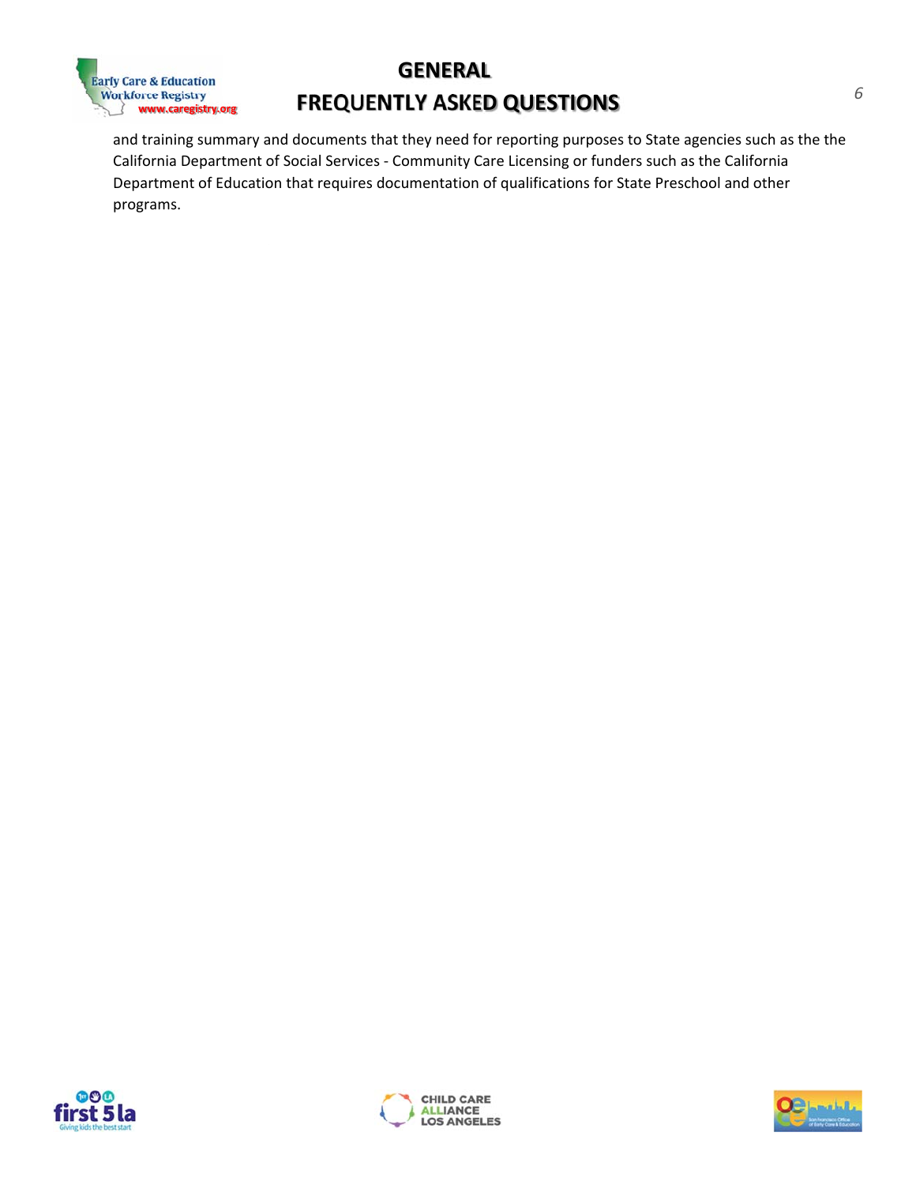and training summary and documents that they need for reporting purposes to State agencies such as the the California Department of Social Services - Community Care Licensing or funders such as the California Department of Education that requires documentation of qualifications for State Preschool and other programs.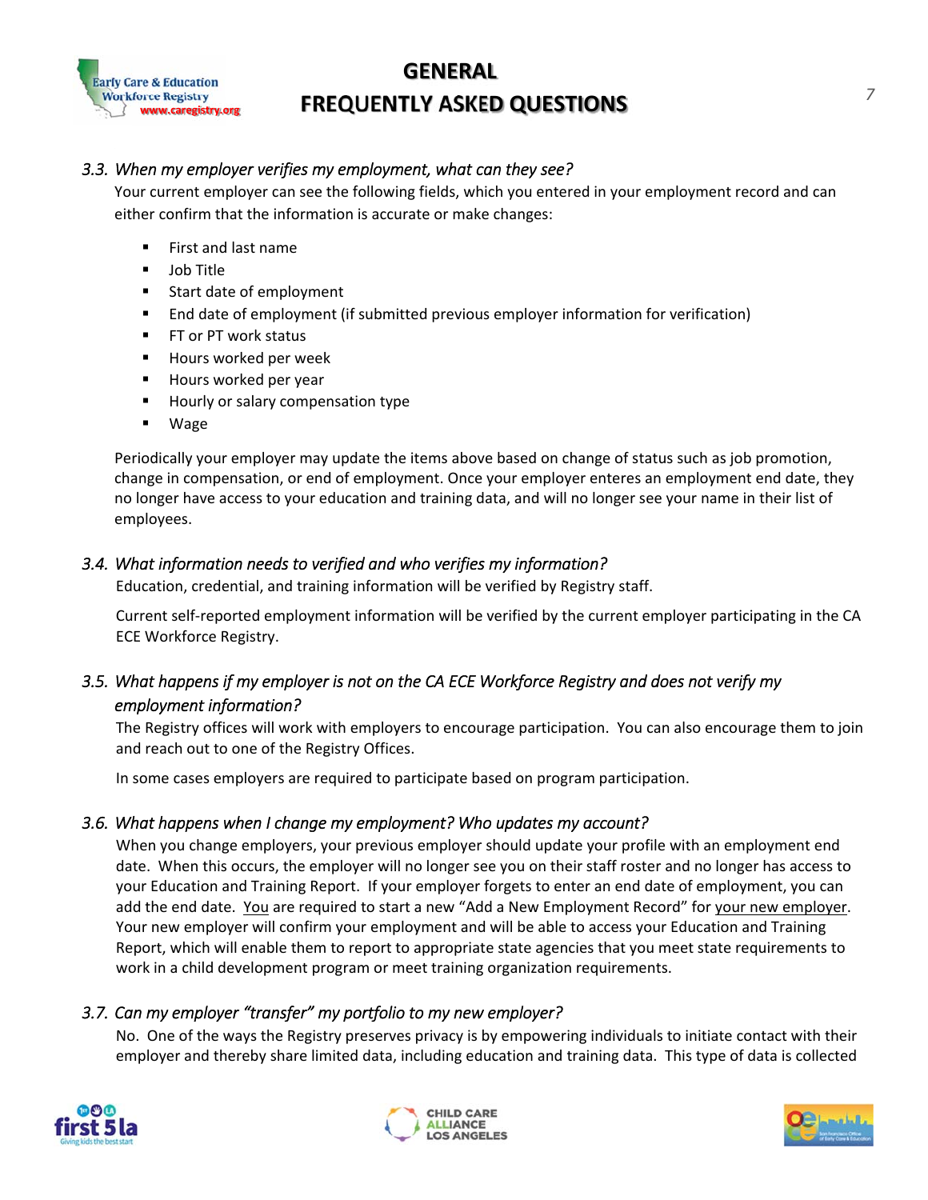### *3.3. When my employer verifies my employment, what can they see?*

Your current employer can see the following fields, which you entered in your employment record and can either confirm that the information is accurate or make changes:

- First and last name
- Job Title
- Start date of employment
- End date of employment (if submitted previous employer information for verification)
- FT or PT work status
- Hours worked per week
- Hours worked per year
- Hourly or salary compensation type
- Wage

Periodically your employer may update the items above based on change of status such as job promotion, change in compensation, or end of employment. Once your employer enteres an employment end date, they no longer have access to your education and training data, and will no longer see your name in their list of employees.

### *3.4. What information needs to verified and who verifies my information?*

Education, credential, and training information will be verified by Registry staff.

Current self-reported employment information will be verified by the current employer participating in the CA ECE Workforce Registry.

### *3.5. What happens if my employer is not on the CA ECE Workforce Registry and does not verify my employment information?*

The Registry offices will work with employers to encourage participation. You can also encourage them to join and reach out to one of the Registry Offices.

In some cases employers are required to participate based on program participation.

### *3.6. What happens when I change my employment? Who updates my account?*

When you change employers, your previous employer should update your profile with an employment end date. When this occurs, the employer will no longer see you on their staff roster and no longer has access to your Education and Training Report. If your employer forgets to enter an end date of employment, you can add the end date. You are required to start a new "Add a New Employment Record" for your new employer. Your new employer will confirm your employment and will be able to access your Education and Training Report, which will enable them to report to appropriate state agencies that you meet state requirements to work in a child development program or meet training organization requirements.

### *3.7. Can my employer "transfer" my portfolio to my new employer?*

No. One of the ways the Registry preserves privacy is by empowering individuals to initiate contact with their employer and thereby share limited data, including education and training data. This type of data is collected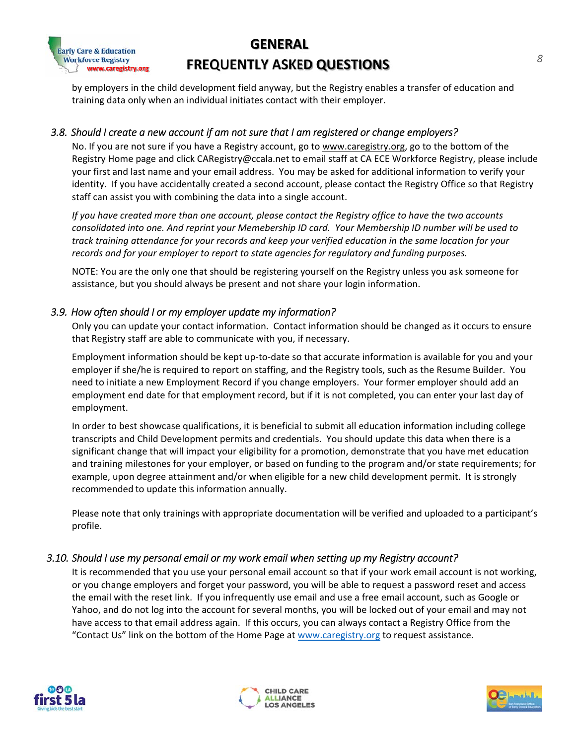by employers in the child development field anyway, but the Registry enables a transfer of education and training data only when an individual initiates contact with their employer.

### *3.8. Should I create a new account if am not sure that I am registered or change employers?*

No. If you are not sure if you have a Registry account, go to www.caregistry.org, go to the bottom of the Registry Home page and click CARegistry@ccala.net to email staff at CA ECE Workforce Registry, please include your first and last name and your email address. You may be asked for additional information to verify your identity. If you have accidentally created a second account, please contact the Registry Office so that Registry staff can assist you with combining the data into a single account.

*If you have created more than one account, please contact the Registry office to have the two accounts consolidated into one. And reprint your Memebership ID card. Your Membership ID number will be used to track training attendance for your records and keep your verified education in the same location for your records and for your employer to report to state agencies for regulatory and funding purposes.*

NOTE: You are the only one that should be registering yourself on the Registry unless you ask someone for assistance, but you should always be present and not share your login information.

### *3.9. How often should I or my employer update my information?*

Only you can update your contact information. Contact information should be changed as it occurs to ensure that Registry staff are able to communicate with you, if necessary.

Employment information should be kept up-to-date so that accurate information is available for you and your employer if she/he is required to report on staffing, and the Registry tools, such as the Resume Builder. You need to initiate a new Employment Record if you change employers. Your former employer should add an employment end date for that employment record, but if it is not completed, you can enter your last day of employment.

In order to best showcase qualifications, it is beneficial to submit all education information including college transcripts and Child Development permits and credentials. You should update this data when there is a significant change that will impact your eligibility for a promotion, demonstrate that you have met education and training milestones for your employer, or based on funding to the program and/or state requirements; for example, upon degree attainment and/or when eligible for a new child development permit. It is strongly recommended to update this information annually.

Please note that only trainings with appropriate documentation will be verified and uploaded to a participant's profile.

### *3.10. Should I use my personal email or my work email when setting up my Registry account?*

It is recommended that you use your personal email account so that if your work email account is not working, or you change employers and forget your password, you will be able to request a password reset and access the email with the reset link. If you infrequently use email and use a free email account, such as Google or Yahoo, and do not log into the account for several months, you will be locked out of your email and may not have access to that email address again. If this occurs, you can always contact a Registry Office from the "Contact Us" link on the bottom of the Home Page at www.caregistry.org to request assistance.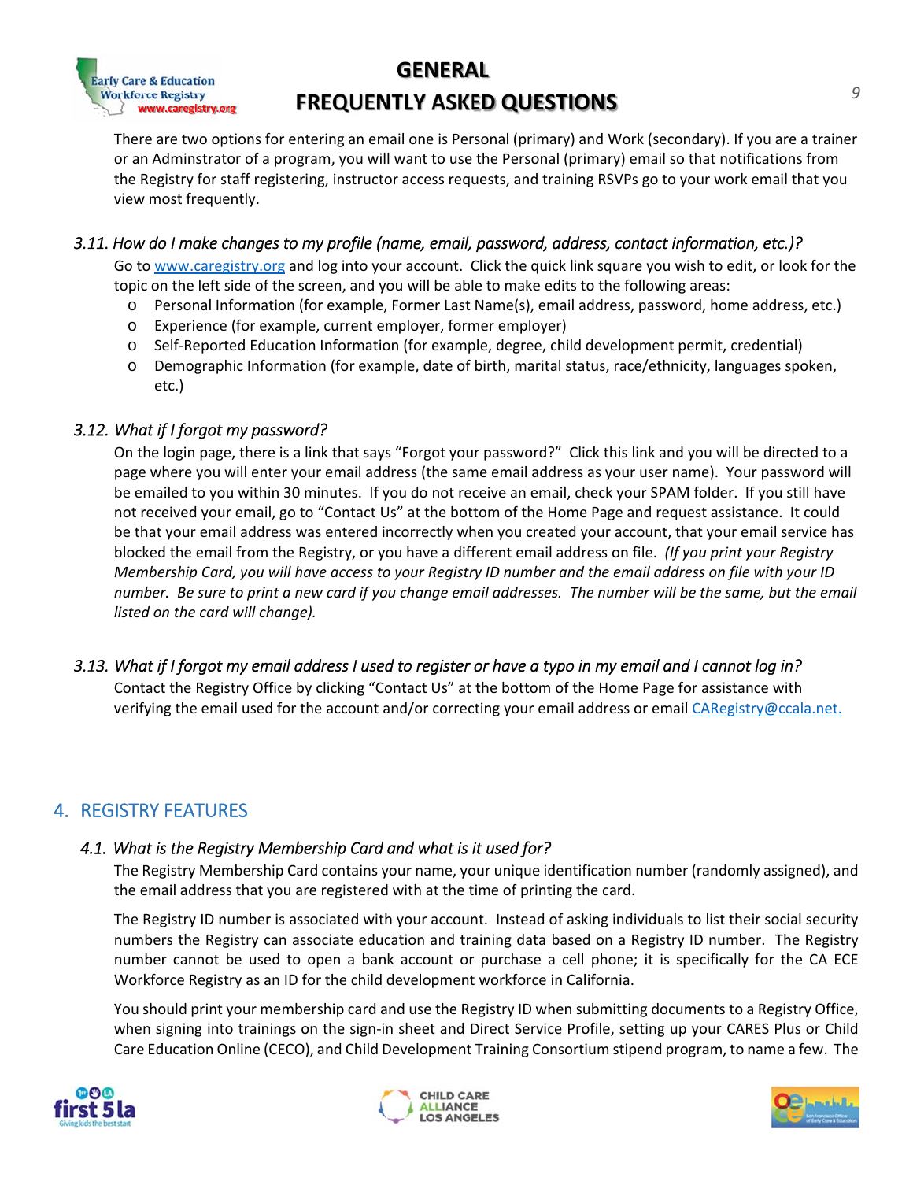There are two options for entering an email one is Personal (primary) and Work (secondary). If you are a trainer or an Adminstrator of a program, you will want to use the Personal (primary) email so that notifications from the Registry for staff registering, instructor access requests, and training RSVPs go to your work email that you view most frequently.

### *3.11. How do I make changes to my profile (name, email, password, address, contact information, etc.)?*

Go to [www.caregistry.org](http://www.caregistry.org) and log into your account. Click the quick link square you wish to edit, or look for the topic on the left side of the screen, and you will be able to make edits to the following areas:

- Personal Information (for example, Former Last Name(s), email address, password, home address, etc.)
- Experience (for example, current employer, former employer)
- Self-Reported Education Information (for example, degree, child development permit, credential)
- Demographic Information (for example, date of birth, marital status, race/ethnicity, languages spoken, etc.)

### *3.12. What if I forgot my password?*

On the login page, there is a link that says "Forgot your password?" Click this link and you will be directed to a page where you will enter your email address (the same email address as your user name). Your password will be emailed to you within 30 minutes. If you do not receive an email, check your SPAM folder. If you still have not received your email, go to "Contact Us" at the bottom of the Home Page and request assistance. It could be that your email address was entered incorrectly when you created your account, that your email service has blocked the email from the Registry, or you have a different email address on file. *(If you print your Registry Membership Card, you will have access to your Registry ID number and the email address on file with your ID number. Be sure to print a new card if you change email addresses. The number will be the same, but the email listed on the card will change).*

### *3.13. What if I forgot my email address I used to register or have a typo in my email and I cannot log in?*

Contact the Registry Office by clicking "Contact Us" at the bottom of the Home Page for assistance with verifying the email used for the account and/or correcting your email address or email [CARegistry@ccala.net.](mailto:CARegistry@ccala.net)

## 4. REGISTRY FEATURES

### *4.1. What is the Registry Membership Card and what is it used for?*

The Registry Membership Card contains your name, your unique identification number (randomly assigned), and the email address that you are registered with at the time of printing the card.

The Registry ID number is associated with your account. Instead of asking individuals to list their social security numbers the Registry can associate education and training data based on a Registry ID number. The Registry number cannot be used to open a bank account or purchase a cell phone; it is specifically for the CA ECE Workforce Registry as an ID for the child development workforce in California.

You should print your membership card and use the Registry ID when submitting documents to a Registry Office, when signing into trainings on the sign-in sheet and Direct Service Profile, setting up your CARES Plus or Child Care Education Online (CECO), and Child Development Training Consortium stipend program, to name a few. The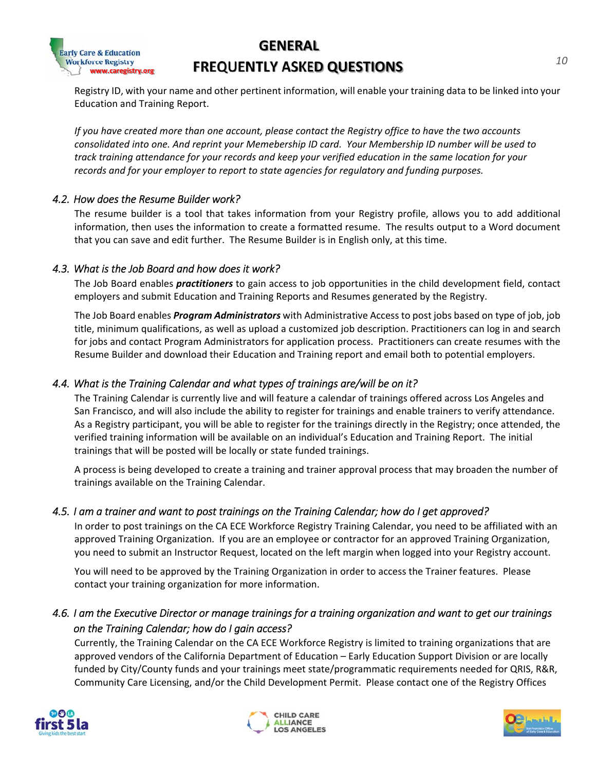Registry ID, with your name and other pertinent information, will enable your training data to be linked into your Education and Training Report.

*If you have created more than one account, please contact the Registry office to have the two accounts consolidated into one. And reprint your Memebership ID card. Your Membership ID number will be used to track training attendance for your records and keep your verified education in the same location for your records and for your employer to report to state agencies for regulatory and funding purposes.*

### *4.2. How does the Resume Builder work?*

The resume builder is a tool that takes information from your Registry profile, allows you to add additional information, then uses the information to create a formatted resume. The results output to a Word document that you can save and edit further. The Resume Builder is in English only, at this time.

### *4.3. What is the Job Board and how does it work?*

The Job Board enables ***practitioners*** to gain access to job opportunities in the child development field, contact employers and submit Education and Training Reports and Resumes generated by the Registry.

The Job Board enables ***Program Administrators*** with Administrative Access to post jobs based on type of job, job title, minimum qualifications, as well as upload a customized job description. Practitioners can log in and search for jobs and contact Program Administrators for application process. Practitioners can create resumes with the Resume Builder and download their Education and Training report and email both to potential employers.

### *4.4. What is the Training Calendar and what types of trainings are/will be on it?*

The Training Calendar is currently live and will feature a calendar of trainings offered across Los Angeles and San Francisco, and will also include the ability to register for trainings and enable trainers to verify attendance. As a Registry participant, you will be able to register for the trainings directly in the Registry; once attended, the verified training information will be available on an individual's Education and Training Report. The initial trainings that will be posted will be locally or state funded trainings.

A process is being developed to create a training and trainer approval process that may broaden the number of trainings available on the Training Calendar.

### *4.5. I am a trainer and want to post trainings on the Training Calendar; how do I get approved?*

In order to post trainings on the CA ECE Workforce Registry Training Calendar, you need to be affiliated with an approved Training Organization. If you are an employee or contractor for an approved Training Organization, you need to submit an Instructor Request, located on the left margin when logged into your Registry account.

You will need to be approved by the Training Organization in order to access the Trainer features. Please contact your training organization for more information.

### *4.6. I am the Executive Director or manage trainings for a training organization and want to get our trainings on the Training Calendar; how do I gain access?*

Currently, the Training Calendar on the CA ECE Workforce Registry is limited to training organizations that are approved vendors of the California Department of Education – Early Education Support Division or are locally funded by City/County funds and your trainings meet state/programmatic requirements needed for QRIS, R&R, Community Care Licensing, and/or the Child Development Permit. Please contact one of the Registry Offices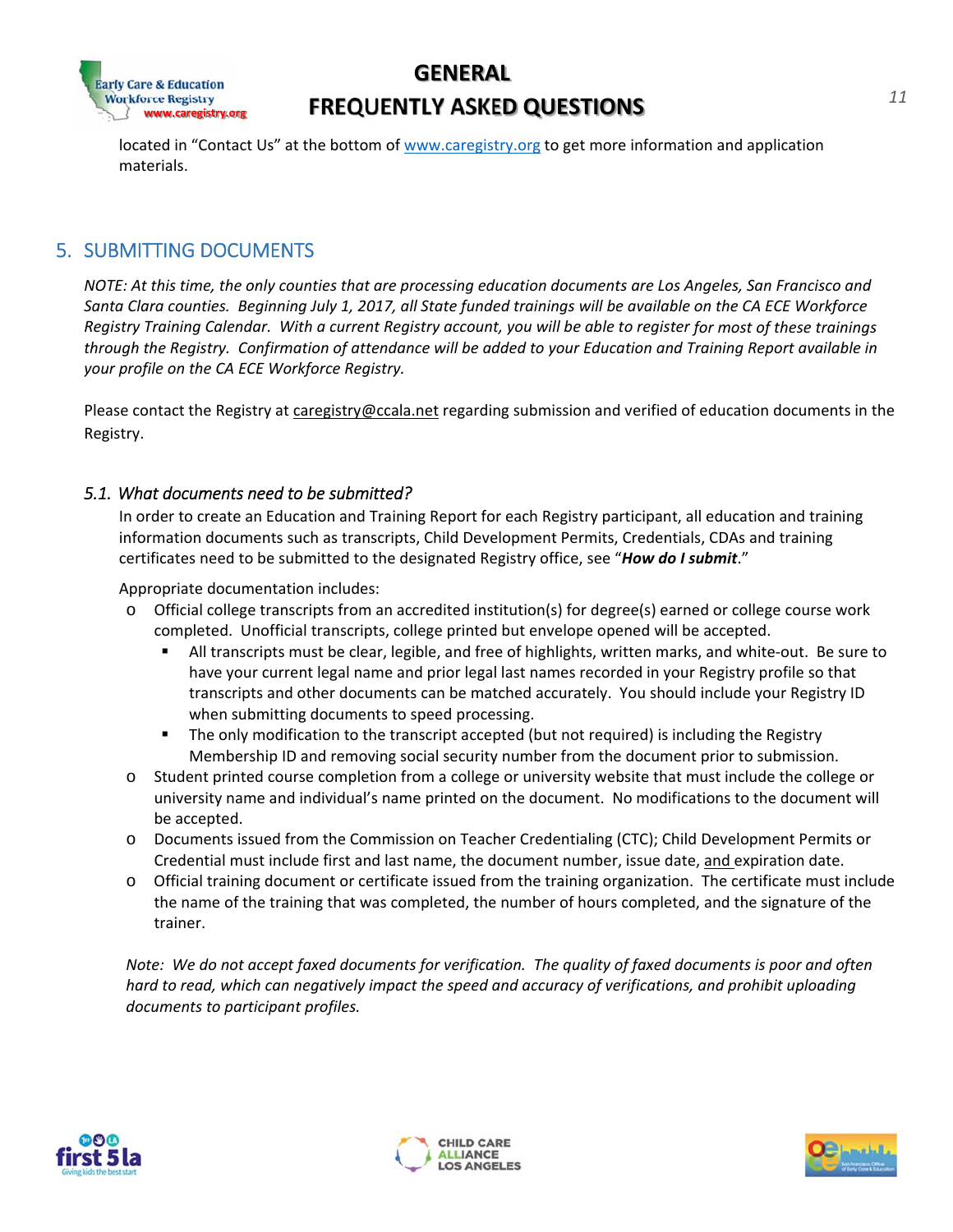located in "Contact Us" at the bottom of www.caregistry.org to get more information and application materials.

## 5. SUBMITTING DOCUMENTS

*NOTE: At this time, the only counties that are processing education documents are Los Angeles, San Francisco and Santa Clara counties. Beginning July 1, 2017, all State funded trainings will be available on the CA ECE Workforce Registry Training Calendar. With a current Registry account, you will be able to register for most of these trainings through the Registry. Confirmation of attendance will be added to your Education and Training Report available in your profile on the CA ECE Workforce Registry.*

Please contact the Registry at caregistry@ccala.net regarding submission and verified of education documents in the Registry.

### *5.1. What documents need to be submitted?*

In order to create an Education and Training Report for each Registry participant, all education and training information documents such as transcripts, Child Development Permits, Credentials, CDAs and training certificates need to be submitted to the designated Registry office, see "***How do I submit***."

Appropriate documentation includes:

- Official college transcripts from an accredited institution(s) for degree(s) earned or college course work completed. Unofficial transcripts, college printed but envelope opened will be accepted.
  - All transcripts must be clear, legible, and free of highlights, written marks, and white-out. Be sure to have your current legal name and prior legal last names recorded in your Registry profile so that transcripts and other documents can be matched accurately. You should include your Registry ID when submitting documents to speed processing.
  - The only modification to the transcript accepted (but not required) is including the Registry Membership ID and removing social security number from the document prior to submission.
- Student printed course completion from a college or university website that must include the college or university name and individual's name printed on the document. No modifications to the document will be accepted.
- Documents issued from the Commission on Teacher Credentialing (CTC); Child Development Permits or Credential must include first and last name, the document number, issue date, and expiration date.
- Official training document or certificate issued from the training organization. The certificate must include the name of the training that was completed, the number of hours completed, and the signature of the trainer.

*Note: We do not accept faxed documents for verification. The quality of faxed documents is poor and often hard to read, which can negatively impact the speed and accuracy of verifications, and prohibit uploading documents to participant profiles.*